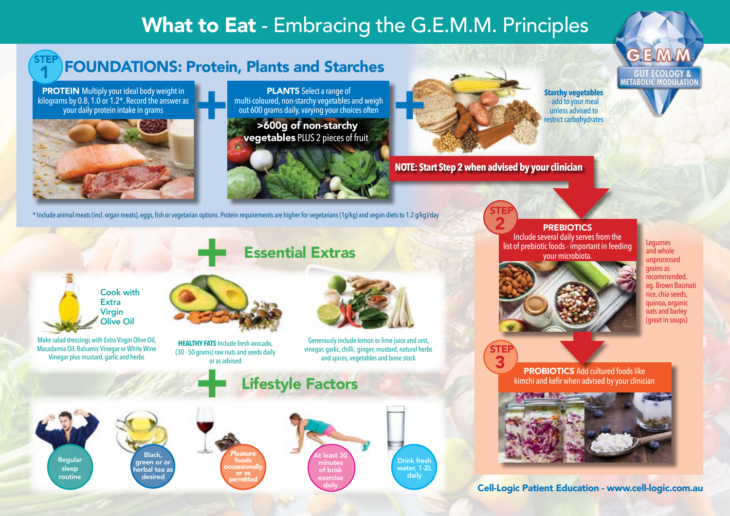# What to Eat - Embracing the G.E.M.M. Principles

G.E.M.M. GUT ECOLOGY & METABOLIC MODULATION

## STEP 1 FOUNDATIONS: Protein, Plants and Starches

**PROTEIN** Multiply your ideal body weight in kilograms by 0.8, 1.0 or 1.2*. Record the answer as your daily protein intake in grams

+

**PLANTS** Select a range of multi-coloured, non-starchy vegetables and weigh out 600 grams daily, varying your choices often

**>600g of non-starchy vegetables** PLUS 2 pieces of fruit

+

**Starchy vegetables** - add to your meal unless advised to restrict carbohydrates

**NOTE: Start Step 2 when advised by your clinician**

\* Include animal meats (incl. organ meats), eggs, fish or vegetarian options. Protein requirements are higher for vegetarians (1g/kg) and vegan diets to 1.2 g/kg)/day

## + Essential Extras

**Cook with Extra Virgin Olive Oil**

Make salad dressings with Extra Virgin Olive Oil, Macadamia Oil, Balsamic Vinegar or White Wine Vinegar plus mustard, garlic and herbs

**HEALTHY FATS** Include fresh avocado, (30 - 50 grams) raw nuts and seeds daily or as advised

Generously include lemon or lime juice and zest, vinegar, garlic, chilli, ginger, mustard, natural herbs and spices, vegetables and bone stock

## + Lifestyle Factors

- Regular sleep routine
- Black, green or or herbal tea as desired
- Pleasure foods occassionally or as permitted
- At least 30 minutes of brisk exercise daily
- Drink fresh water, 1-2L daily

## STEP 2

**PREBIOTICS**
Include several daily serves from the list of prebiotic foods - important in feeding your microbiota.

Legumes and whole unprocessed grains as recommended. eg. Brown Basmati rice, chia seeds, quinoa, organic oats and barley (great in soups)

## STEP 3

**PROBIOTICS** Add cultured foods like kimchi and kefir when advised by your clinician

Cell-Logic Patient Education - www.cell-logic.com.au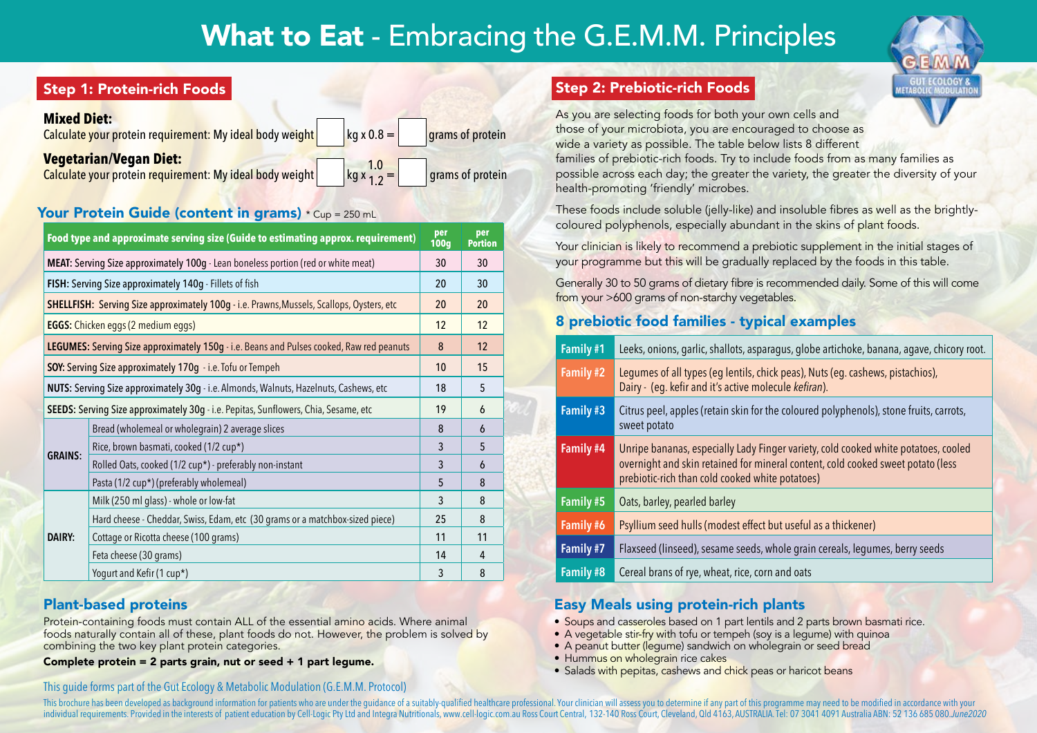# What to Eat - Embracing the G.E.M.M. Principles

## Step 1: Protein-rich Foods

**Mixed Diet:**
Calculate your protein requirement: My ideal body weight [ ] kg x 0.8 = [ ] grams of protein

**Vegetarian/Vegan Diet:**
Calculate your protein requirement: My ideal body weight [ ] kg x $\frac{1.0}{1.2}$ = [ ] grams of protein

### Your Protein Guide (content in grams) * Cup = 250 mL

| Food type and approximate serving size (Guide to estimating approx. requirement) | | per 100g | per Portion |
|---|---|---|---|
| **MEAT:** Serving Size approximately 100g - Lean boneless portion (red or white meat) | | 30 | 30 |
| **FISH:** Serving Size approximately 140g - Fillets of fish | | 20 | 30 |
| **SHELLFISH:** Serving Size approximately 100g - i.e. Prawns, Mussels, Scallops, Oysters, etc | | 20 | 20 |
| **EGGS:** Chicken eggs (2 medium eggs) | | 12 | 12 |
| **LEGUMES:** Serving Size approximately 150g - i.e. Beans and Pulses cooked, Raw red peanuts | | 8 | 12 |
| **SOY:** Serving Size approximately 170g - i.e. Tofu or Tempeh | | 10 | 15 |
| **NUTS:** Serving Size approximately 30g - i.e. Almonds, Walnuts, Hazelnuts, Cashews, etc | | 18 | 5 |
| **SEEDS:** Serving Size approximately 30g - i.e. Pepitas, Sunflowers, Chia, Sesame, etc | | 19 | 6 |
| **GRAINS:** | Bread (wholemeal or wholegrain) 2 average slices | 8 | 6 |
| | Rice, brown basmati, cooked (1/2 cup*) | 3 | 5 |
| | Rolled Oats, cooked (1/2 cup*) - preferably non-instant | 3 | 6 |
| | Pasta (1/2 cup*) (preferably wholemeal) | 5 | 8 |
| **DAIRY:** | Milk (250 ml glass) - whole or low-fat | 3 | 8 |
| | Hard cheese - Cheddar, Swiss, Edam, etc (30 grams or a matchbox-sized piece) | 25 | 8 |
| | Cottage or Ricotta cheese (100 grams) | 11 | 11 |
| | Feta cheese (30 grams) | 14 | 4 |
| | Yogurt and Kefir (1 cup*) | 3 | 8 |

### Plant-based proteins

Protein-containing foods must contain ALL of the essential amino acids. Where animal foods naturally contain all of these, plant foods do not. However, the problem is solved by combining the two key plant protein categories.

**Complete protein = 2 parts grain, nut or seed + 1 part legume.**

## Step 2: Prebiotic-rich Foods

As you are selecting foods for both your own cells and those of your microbiota, you are encouraged to choose as wide a variety as possible. The table below lists 8 different families of prebiotic-rich foods. Try to include foods from as many families as possible across each day; the greater the variety, the greater the diversity of your health-promoting 'friendly' microbes.

These foods include soluble (jelly-like) and insoluble fibres as well as the brightly-coloured polyphenols, especially abundant in the skins of plant foods.

Your clinician is likely to recommend a prebiotic supplement in the initial stages of your programme but this will be gradually replaced by the foods in this table.

Generally 30 to 50 grams of dietary fibre is recommended daily. Some of this will come from your >600 grams of non-starchy vegetables.

### 8 prebiotic food families - typical examples

| | |
|---|---|
| **Family #1** | Leeks, onions, garlic, shallots, asparagus, globe artichoke, banana, agave, chicory root. |
| **Family #2** | Legumes of all types (eg lentils, chick peas), Nuts (eg. cashews, pistachios), Dairy - (eg. kefir and it's active molecule *kefiran*). |
| **Family #3** | Citrus peel, apples (retain skin for the coloured polyphenols), stone fruits, carrots, sweet potato |
| **Family #4** | Unripe bananas, especially Lady Finger variety, cold cooked white potatoes, cooled overnight and skin retained for mineral content, cold cooked sweet potato (less prebiotic-rich than cold cooked white potatoes) |
| **Family #5** | Oats, barley, pearled barley |
| **Family #6** | Psyllium seed hulls (modest effect but useful as a thickener) |
| **Family #7** | Flaxseed (linseed), sesame seeds, whole grain cereals, legumes, berry seeds |
| **Family #8** | Cereal brans of rye, wheat, rice, corn and oats |

### Easy Meals using protein-rich plants

- Soups and casseroles based on 1 part lentils and 2 parts brown basmati rice.
- A vegetable stir-fry with tofu or tempeh (soy is a legume) with quinoa
- A peanut butter (legume) sandwich on wholegrain or seed bread
- Hummus on wholegrain rice cakes
- Salads with pepitas, cashews and chick peas or haricot beans

This guide forms part of the Gut Ecology & Metabolic Modulation (G.E.M.M. Protocol)

This brochure has been developed as background information for patients who are under the guidance of a suitably-qualified healthcare professional. Your clinician will assess you to determine if any part of this programme may need to be modified in accordance with your individual requirements. Provided in the interests of patient education by Cell-Logic Pty Ltd and Integra Nutritionals, www.cell-logic.com.au Ross Court Central, 132-140 Ross Court, Cleveland, Qld 4163, AUSTRALIA. Tel: 07 3041 4091 Australia ABN: 52 136 685 080. *June2020*